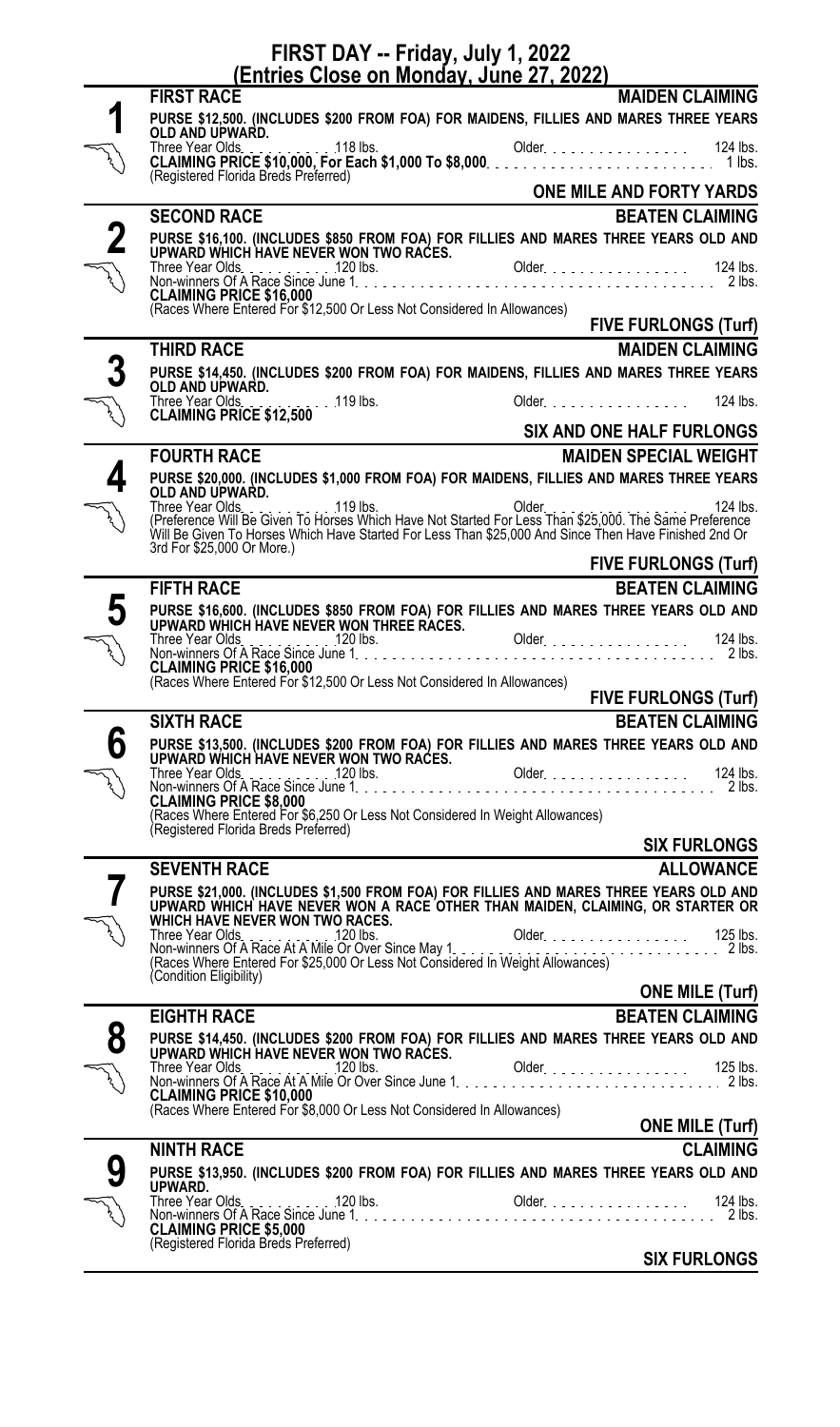# FIRST DAY -- Friday, July 1, 2022

## (Entries Close on Monday, June 27, 2022)

### 1 — FIRST RACE — MAIDEN CLAIMING

**PURSE $12,500. (INCLUDES $200 FROM FOA) FOR MAIDENS, FILLIES AND MARES THREE YEARS OLD AND UPWARD.**

Three Year Olds . . . . . . . . . . 118 lbs. Older . . . . . . . . . . . . . . . 124 lbs.
**CLAIMING PRICE $10,000, For Each $1,000 To $8,000** . . . . . . . . . . . . 1 lbs.
(Registered Florida Breds Preferred)

**ONE MILE AND FORTY YARDS**

### 2 — SECOND RACE — BEATEN CLAIMING

**PURSE $16,100. (INCLUDES $850 FROM FOA) FOR FILLIES AND MARES THREE YEARS OLD AND UPWARD WHICH HAVE NEVER WON TWO RACES.**

Three Year Olds . . . . . . . . . . 120 lbs. Older . . . . . . . . . . . . . . . 124 lbs.
Non-winners Of A Race Since June 1 . . . . . . . . . . . . . . . . . . . . 2 lbs.
**CLAIMING PRICE $16,000**
(Races Where Entered For $12,500 Or Less Not Considered In Allowances)

**FIVE FURLONGS (Turf)**

### 3 — THIRD RACE — MAIDEN CLAIMING

**PURSE $14,450. (INCLUDES $200 FROM FOA) FOR MAIDENS, FILLIES AND MARES THREE YEARS OLD AND UPWARD.**

Three Year Olds . . . . . . . . . . 119 lbs. Older . . . . . . . . . . . . . . . 124 lbs.
**CLAIMING PRICE $12,500**

**SIX AND ONE HALF FURLONGS**

### 4 — FOURTH RACE — MAIDEN SPECIAL WEIGHT

**PURSE $20,000. (INCLUDES $1,000 FROM FOA) FOR MAIDENS, FILLIES AND MARES THREE YEARS OLD AND UPWARD.**

Three Year Olds . . . . . . . . . . 119 lbs. Older . . . . . . . . . . . . . . . 124 lbs.
(Preference Will Be Given To Horses Which Have Not Started For Less Than $25,000. The Same Preference Will Be Given To Horses Which Have Started For Less Than $25,000 And Since Then Have Finished 2nd Or 3rd For $25,000 Or More.)

**FIVE FURLONGS (Turf)**

### 5 — FIFTH RACE — BEATEN CLAIMING

**PURSE $16,600. (INCLUDES $850 FROM FOA) FOR FILLIES AND MARES THREE YEARS OLD AND UPWARD WHICH HAVE NEVER WON THREE RACES.**

Three Year Olds . . . . . . . . . . 120 lbs. Older . . . . . . . . . . . . . . . 124 lbs.
Non-winners Of A Race Since June 1 . . . . . . . . . . . . . . . . . . . . 2 lbs.
**CLAIMING PRICE $16,000**
(Races Where Entered For $12,500 Or Less Not Considered In Allowances)

**FIVE FURLONGS (Turf)**

### 6 — SIXTH RACE — BEATEN CLAIMING

**PURSE $13,500. (INCLUDES $200 FROM FOA) FOR FILLIES AND MARES THREE YEARS OLD AND UPWARD WHICH HAVE NEVER WON TWO RACES.**

Three Year Olds . . . . . . . . . . 120 lbs. Older . . . . . . . . . . . . . . . 124 lbs.
Non-winners Of A Race Since June 1 . . . . . . . . . . . . . . . . . . . . 2 lbs.
**CLAIMING PRICE $8,000**
(Races Where Entered For $6,250 Or Less Not Considered In Weight Allowances)
(Registered Florida Breds Preferred)

**SIX FURLONGS**

### 7 — SEVENTH RACE — ALLOWANCE

**PURSE $21,000. (INCLUDES $1,500 FROM FOA) FOR FILLIES AND MARES THREE YEARS OLD AND UPWARD WHICH HAVE NEVER WON A RACE OTHER THAN MAIDEN, CLAIMING, OR STARTER OR WHICH HAVE NEVER WON TWO RACES.**

Three Year Olds . . . . . . . . . . 120 lbs. Older . . . . . . . . . . . . . . . 125 lbs.
Non-winners Of A Race At A Mile Or Over Since May 1 . . . . . . . . . . . . 2 lbs.
(Races Where Entered For $25,000 Or Less Not Considered In Weight Allowances)
(Condition Eligibility)

**ONE MILE (Turf)**

### 8 — EIGHTH RACE — BEATEN CLAIMING

**PURSE $14,450. (INCLUDES $200 FROM FOA) FOR FILLIES AND MARES THREE YEARS OLD AND UPWARD WHICH HAVE NEVER WON TWO RACES.**

Three Year Olds . . . . . . . . . . 120 lbs. Older . . . . . . . . . . . . . . . 125 lbs.
Non-winners Of A Race At A Mile Or Over Since June 1 . . . . . . . . . . . 2 lbs.
**CLAIMING PRICE $10,000**
(Races Where Entered For $8,000 Or Less Not Considered In Allowances)

**ONE MILE (Turf)**

### 9 — NINTH RACE — CLAIMING

**PURSE $13,950. (INCLUDES $200 FROM FOA) FOR FILLIES AND MARES THREE YEARS OLD AND UPWARD.**

Three Year Olds . . . . . . . . . . 120 lbs. Older . . . . . . . . . . . . . . . 124 lbs.
Non-winners Of A Race Since June 1 . . . . . . . . . . . . . . . . . . . . 2 lbs.
**CLAIMING PRICE $5,000**
(Registered Florida Breds Preferred)

**SIX FURLONGS**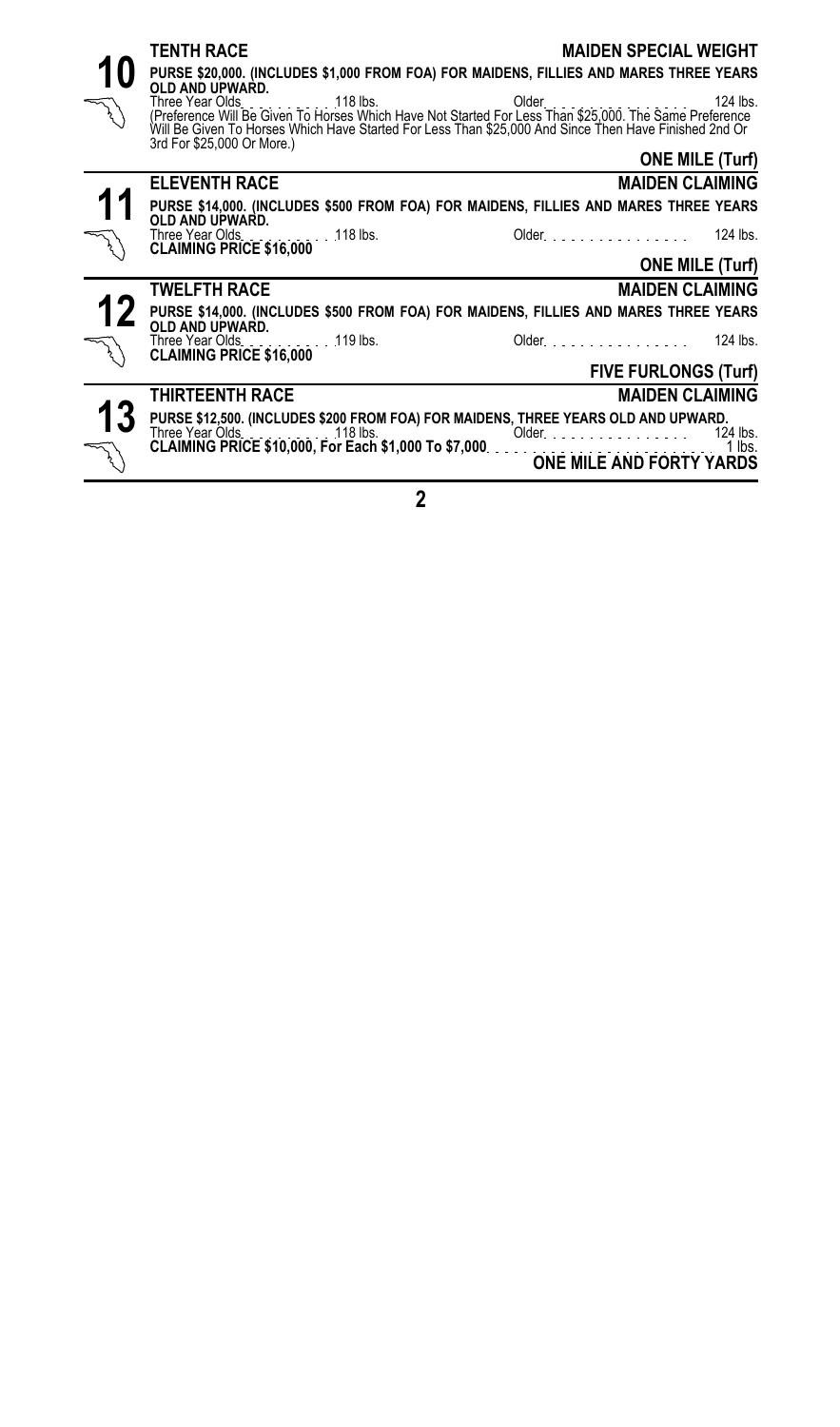## 10 TENTH RACE — MAIDEN SPECIAL WEIGHT

**PURSE $20,000. (INCLUDES $1,000 FROM FOA) FOR MAIDENS, FILLIES AND MARES THREE YEARS OLD AND UPWARD.**

Three Year Olds . . . . . . . . . . 118 lbs. Older . . . . . . . . . . . . . . . . . 124 lbs.

(Preference Will Be Given To Horses Which Have Not Started For Less Than $25,000. The Same Preference Will Be Given To Horses Which Have Started For Less Than $25,000 And Since Then Have Finished 2nd Or 3rd For $25,000 Or More.)

**ONE MILE (Turf)**

## 11 ELEVENTH RACE — MAIDEN CLAIMING

**PURSE $14,000. (INCLUDES $500 FROM FOA) FOR MAIDENS, FILLIES AND MARES THREE YEARS OLD AND UPWARD.**

Three Year Olds . . . . . . . . . . 118 lbs. Older . . . . . . . . . . . . . . . . 124 lbs.

**CLAIMING PRICE $16,000**

**ONE MILE (Turf)**

## 12 TWELFTH RACE — MAIDEN CLAIMING

**PURSE $14,000. (INCLUDES $500 FROM FOA) FOR MAIDENS, FILLIES AND MARES THREE YEARS OLD AND UPWARD.**

Three Year Olds . . . . . . . . . . 119 lbs. Older . . . . . . . . . . . . . . . . 124 lbs.

**CLAIMING PRICE $16,000**

**FIVE FURLONGS (Turf)**

## 13 THIRTEENTH RACE — MAIDEN CLAIMING

**PURSE $12,500. (INCLUDES $200 FROM FOA) FOR MAIDENS, THREE YEARS OLD AND UPWARD.**

Three Year Olds . . . . . . . . . . 118 lbs. Older . . . . . . . . . . . . . . . . 124 lbs.

**CLAIMING PRICE $10,000, For Each $1,000 To $7,000** . . . . . . . . . . . . . . . . . . . . . . . . 1 lbs.

**ONE MILE AND FORTY YARDS**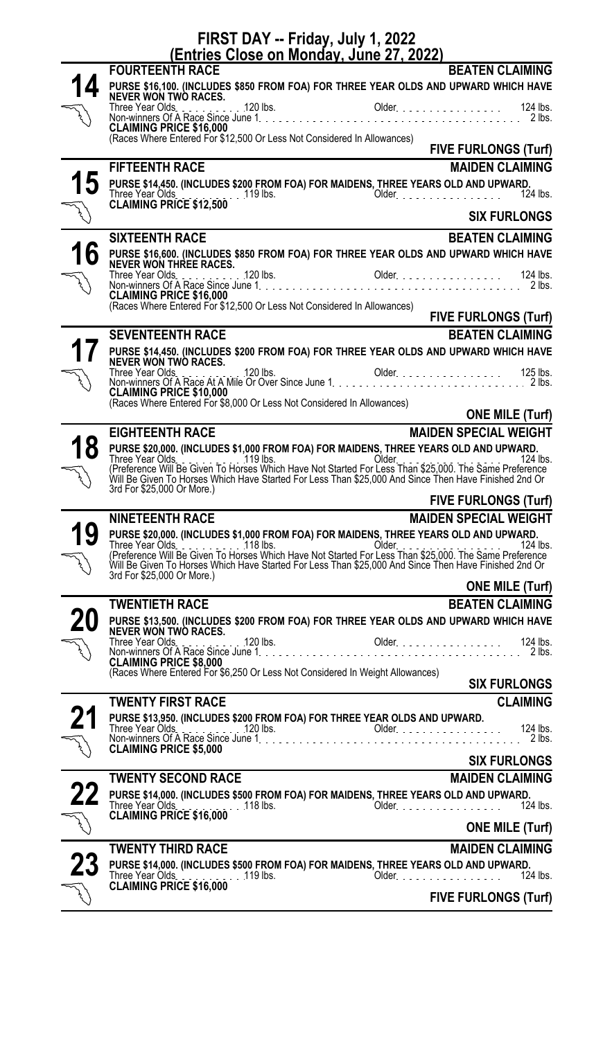# FIRST DAY -- Friday, July 1, 2022

## (Entries Close on Monday, June 27, 2022)

### 14 — FOURTEENTH RACE — BEATEN CLAIMING

**PURSE $16,100. (INCLUDES $850 FROM FOA) FOR THREE YEAR OLDS AND UPWARD WHICH HAVE NEVER WON TWO RACES.**

Three Year Olds . . . . . . . . . . 120 lbs. Older . . . . . . . . . . . . . . . . 124 lbs.
Non-winners Of A Race Since June 1 . . . . . . . . . . 2 lbs.
**CLAIMING PRICE $16,000**
(Races Where Entered For $12,500 Or Less Not Considered In Allowances)

**FIVE FURLONGS (Turf)**

### 15 — FIFTEENTH RACE — MAIDEN CLAIMING

**PURSE $14,450. (INCLUDES $200 FROM FOA) FOR MAIDENS, THREE YEARS OLD AND UPWARD.**
Three Year Olds . . . . . . . . . . 119 lbs. Older . . . . . . . . . . . . . . . . 124 lbs.
**CLAIMING PRICE $12,500**

**SIX FURLONGS**

### 16 — SIXTEENTH RACE — BEATEN CLAIMING

**PURSE $16,600. (INCLUDES $850 FROM FOA) FOR THREE YEAR OLDS AND UPWARD WHICH HAVE NEVER WON THREE RACES.**

Three Year Olds . . . . . . . . . . 120 lbs. Older . . . . . . . . . . . . . . . . 124 lbs.
Non-winners Of A Race Since June 1 . . . . . . . . . . 2 lbs.
**CLAIMING PRICE $16,000**
(Races Where Entered For $12,500 Or Less Not Considered In Allowances)

**FIVE FURLONGS (Turf)**

### 17 — SEVENTEENTH RACE — BEATEN CLAIMING

**PURSE $14,450. (INCLUDES $200 FROM FOA) FOR THREE YEAR OLDS AND UPWARD WHICH HAVE NEVER WON TWO RACES.**

Three Year Olds . . . . . . . . . . 120 lbs. Older . . . . . . . . . . . . . . . . 125 lbs.
Non-winners Of A Race At A Mile Or Over Since June 1 . . . . . . . . . . 2 lbs.
**CLAIMING PRICE $10,000**
(Races Where Entered For $8,000 Or Less Not Considered In Allowances)

**ONE MILE (Turf)**

### 18 — EIGHTEENTH RACE — MAIDEN SPECIAL WEIGHT

**PURSE $20,000. (INCLUDES $1,000 FROM FOA) FOR MAIDENS, THREE YEARS OLD AND UPWARD.**
Three Year Olds . . . . . . . . . . 119 lbs. Older . . . . . . . . . . . . . . . . 124 lbs.
(Preference Will Be Given To Horses Which Have Not Started For Less Than $25,000. The Same Preference Will Be Given To Horses Which Have Started For Less Than $25,000 And Since Then Have Finished 2nd Or 3rd For $25,000 Or More.)

**FIVE FURLONGS (Turf)**

### 19 — NINETEENTH RACE — MAIDEN SPECIAL WEIGHT

**PURSE $20,000. (INCLUDES $1,000 FROM FOA) FOR MAIDENS, THREE YEARS OLD AND UPWARD.**
Three Year Olds . . . . . . . . . . 118 lbs. Older . . . . . . . . . . . . . . . . 124 lbs.
(Preference Will Be Given To Horses Which Have Not Started For Less Than $25,000. The Same Preference Will Be Given To Horses Which Have Started For Less Than $25,000 And Since Then Have Finished 2nd Or 3rd For $25,000 Or More.)

**ONE MILE (Turf)**

### 20 — TWENTIETH RACE — BEATEN CLAIMING

**PURSE $13,500. (INCLUDES $200 FROM FOA) FOR THREE YEAR OLDS AND UPWARD WHICH HAVE NEVER WON TWO RACES.**

Three Year Olds . . . . . . . . . . 120 lbs. Older . . . . . . . . . . . . . . . . 124 lbs.
Non-winners Of A Race Since June 1 . . . . . . . . . . 2 lbs.
**CLAIMING PRICE $8,000**
(Races Where Entered For $6,250 Or Less Not Considered In Weight Allowances)

**SIX FURLONGS**

### 21 — TWENTY FIRST RACE — CLAIMING

**PURSE $13,950. (INCLUDES $200 FROM FOA) FOR THREE YEAR OLDS AND UPWARD.**
Three Year Olds . . . . . . . . . . 120 lbs. Older . . . . . . . . . . . . . . . . 124 lbs.
Non-winners Of A Race Since June 1 . . . . . . . . . . 2 lbs.
**CLAIMING PRICE $5,000**

**SIX FURLONGS**

### 22 — TWENTY SECOND RACE — MAIDEN CLAIMING

**PURSE $14,000. (INCLUDES $500 FROM FOA) FOR MAIDENS, THREE YEARS OLD AND UPWARD.**
Three Year Olds . . . . . . . . . . 118 lbs. Older . . . . . . . . . . . . . . . . 124 lbs.
**CLAIMING PRICE $16,000**

**ONE MILE (Turf)**

### 23 — TWENTY THIRD RACE — MAIDEN CLAIMING

**PURSE $14,000. (INCLUDES $500 FROM FOA) FOR MAIDENS, THREE YEARS OLD AND UPWARD.**
Three Year Olds . . . . . . . . . . 119 lbs. Older . . . . . . . . . . . . . . . . 124 lbs.
**CLAIMING PRICE $16,000**

**FIVE FURLONGS (Turf)**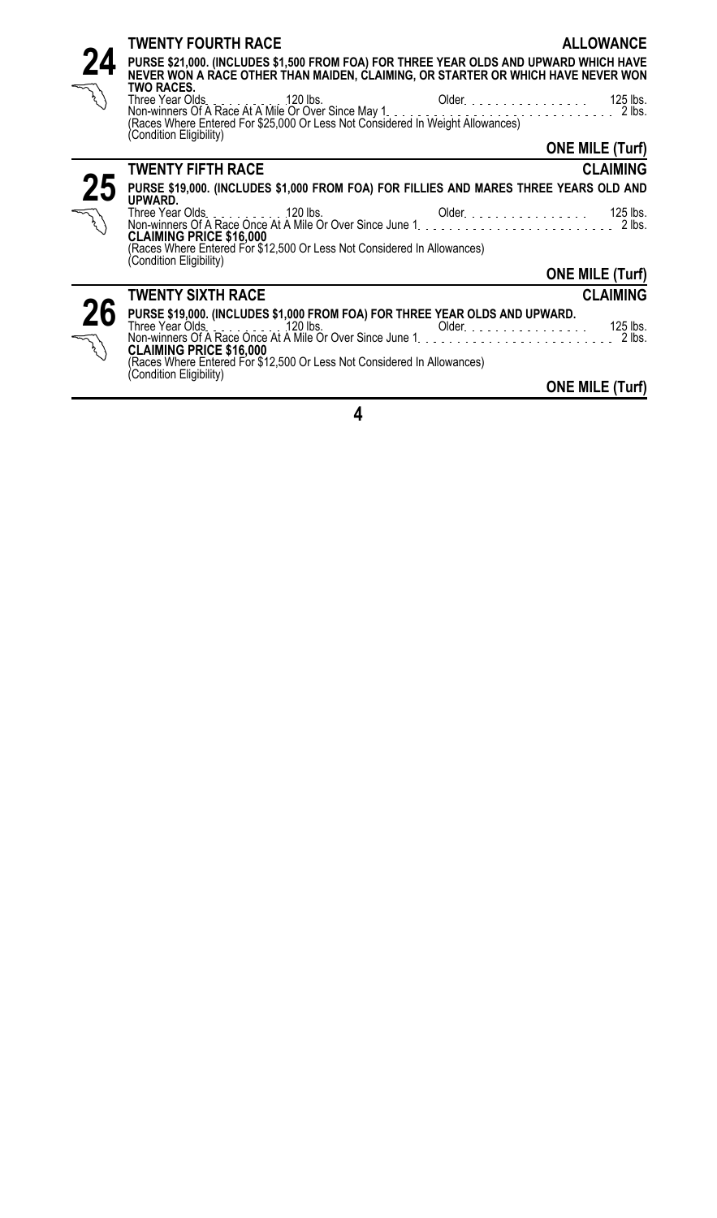## 24 TWENTY FOURTH RACE — ALLOWANCE

**PURSE $21,000. (INCLUDES $1,500 FROM FOA) FOR THREE YEAR OLDS AND UPWARD WHICH HAVE NEVER WON A RACE OTHER THAN MAIDEN, CLAIMING, OR STARTER OR WHICH HAVE NEVER WON TWO RACES.**

Three Year Olds . . . . . . . . . . 120 lbs. Older . . . . . . . . . . . . . . . . 125 lbs.
Non-winners Of A Race At A Mile Or Over Since May 1 . . . . . . . . . . . . . . . . . . . . . . . . . . 2 lbs.
(Races Where Entered For $25,000 Or Less Not Considered In Weight Allowances)
(Condition Eligibility)

**ONE MILE (Turf)**

## 25 TWENTY FIFTH RACE — CLAIMING

**PURSE $19,000. (INCLUDES $1,000 FROM FOA) FOR FILLIES AND MARES THREE YEARS OLD AND UPWARD.**

Three Year Olds . . . . . . . . . . 120 lbs. Older . . . . . . . . . . . . . . . . 125 lbs.
Non-winners Of A Race Once At A Mile Or Over Since June 1 . . . . . . . . . . . . . . . . . . . . . . . . 2 lbs.
**CLAIMING PRICE $16,000**
(Races Where Entered For $12,500 Or Less Not Considered In Allowances)
(Condition Eligibility)

**ONE MILE (Turf)**

## 26 TWENTY SIXTH RACE — CLAIMING

**PURSE $19,000. (INCLUDES $1,000 FROM FOA) FOR THREE YEAR OLDS AND UPWARD.**

Three Year Olds . . . . . . . . . . 120 lbs. Older . . . . . . . . . . . . . . . . 125 lbs.
Non-winners Of A Race Once At A Mile Or Over Since June 1 . . . . . . . . . . . . . . . . . . . . . . . . 2 lbs.
**CLAIMING PRICE $16,000**
(Races Where Entered For $12,500 Or Less Not Considered In Allowances)
(Condition Eligibility)

**ONE MILE (Turf)**